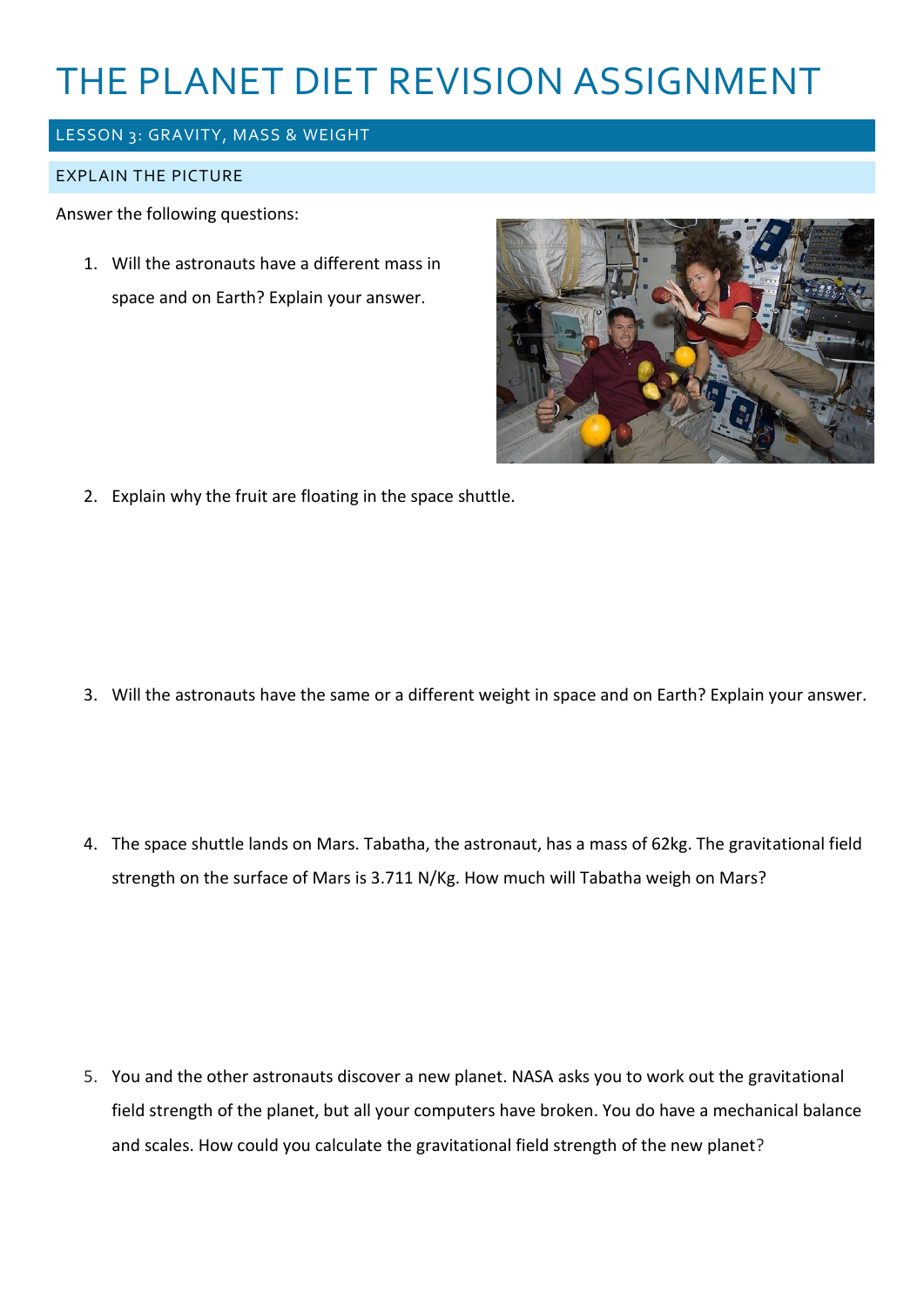# THE PLANET DIET REVISION ASSIGNMENT

## LESSON 3: GRAVITY, MASS & WEIGHT

### EXPLAIN THE PICTURE

Answer the following questions:

1. Will the astronauts have a different mass in space and on Earth? Explain your answer.

2. Explain why the fruit are floating in the space shuttle.

3. Will the astronauts have the same or a different weight in space and on Earth? Explain your answer.

4. The space shuttle lands on Mars. Tabatha, the astronaut, has a mass of 62kg. The gravitational field strength on the surface of Mars is 3.711 N/Kg. How much will Tabatha weigh on Mars?

5. You and the other astronauts discover a new planet. NASA asks you to work out the gravitational field strength of the planet, but all your computers have broken. You do have a mechanical balance and scales. How could you calculate the gravitational field strength of the new planet?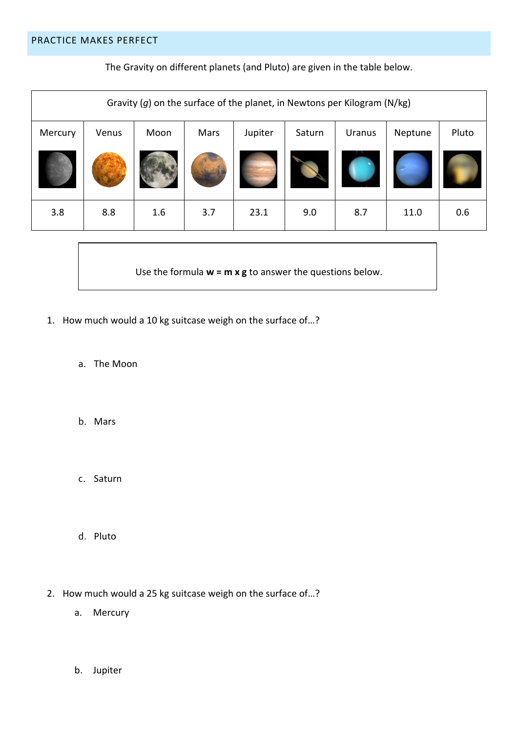## PRACTICE MAKES PERFECT

The Gravity on different planets (and Pluto) are given in the table below.

| Gravity ($g$) on the surface of the planet, in Newtons per Kilogram (N/kg) | | | | | | | | |
|---|---|---|---|---|---|---|---|---|
| Mercury | Venus | Moon | Mars | Jupiter | Saturn | Uranus | Neptune | Pluto |
| 3.8 | 8.8 | 1.6 | 3.7 | 23.1 | 9.0 | 8.7 | 11.0 | 0.6 |

Use the formula **w = m x g** to answer the questions below.

1. How much would a 10 kg suitcase weigh on the surface of…?

    a. The Moon

    b. Mars

    c. Saturn

    d. Pluto

2. How much would a 25 kg suitcase weigh on the surface of…?

    a. Mercury

    b. Jupiter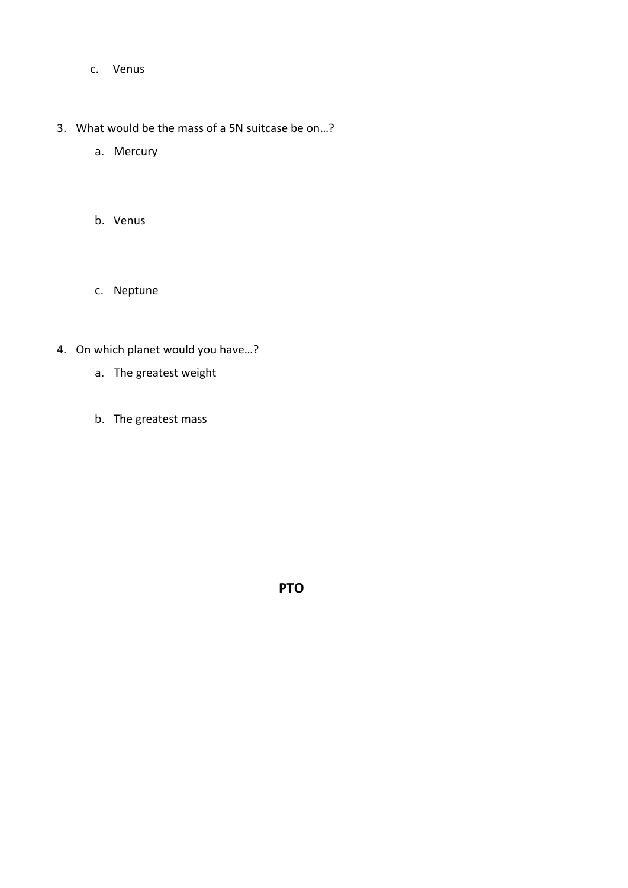c. Venus

3. What would be the mass of a 5N suitcase be on…?
    a. Mercury

    b. Venus

    c. Neptune

4. On which planet would you have…?
    a. The greatest weight

    b. The greatest mass

**PTO**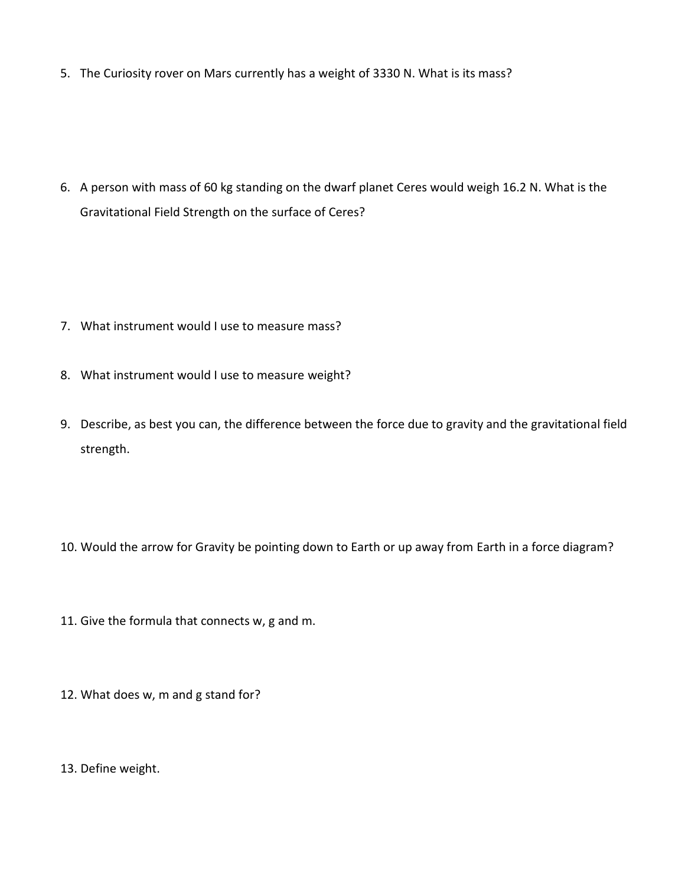5. The Curiosity rover on Mars currently has a weight of 3330 N. What is its mass?

6. A person with mass of 60 kg standing on the dwarf planet Ceres would weigh 16.2 N. What is the Gravitational Field Strength on the surface of Ceres?

7. What instrument would I use to measure mass?

8. What instrument would I use to measure weight?

9. Describe, as best you can, the difference between the force due to gravity and the gravitational field strength.

10. Would the arrow for Gravity be pointing down to Earth or up away from Earth in a force diagram?

11. Give the formula that connects w, g and m.

12. What does w, m and g stand for?

13. Define weight.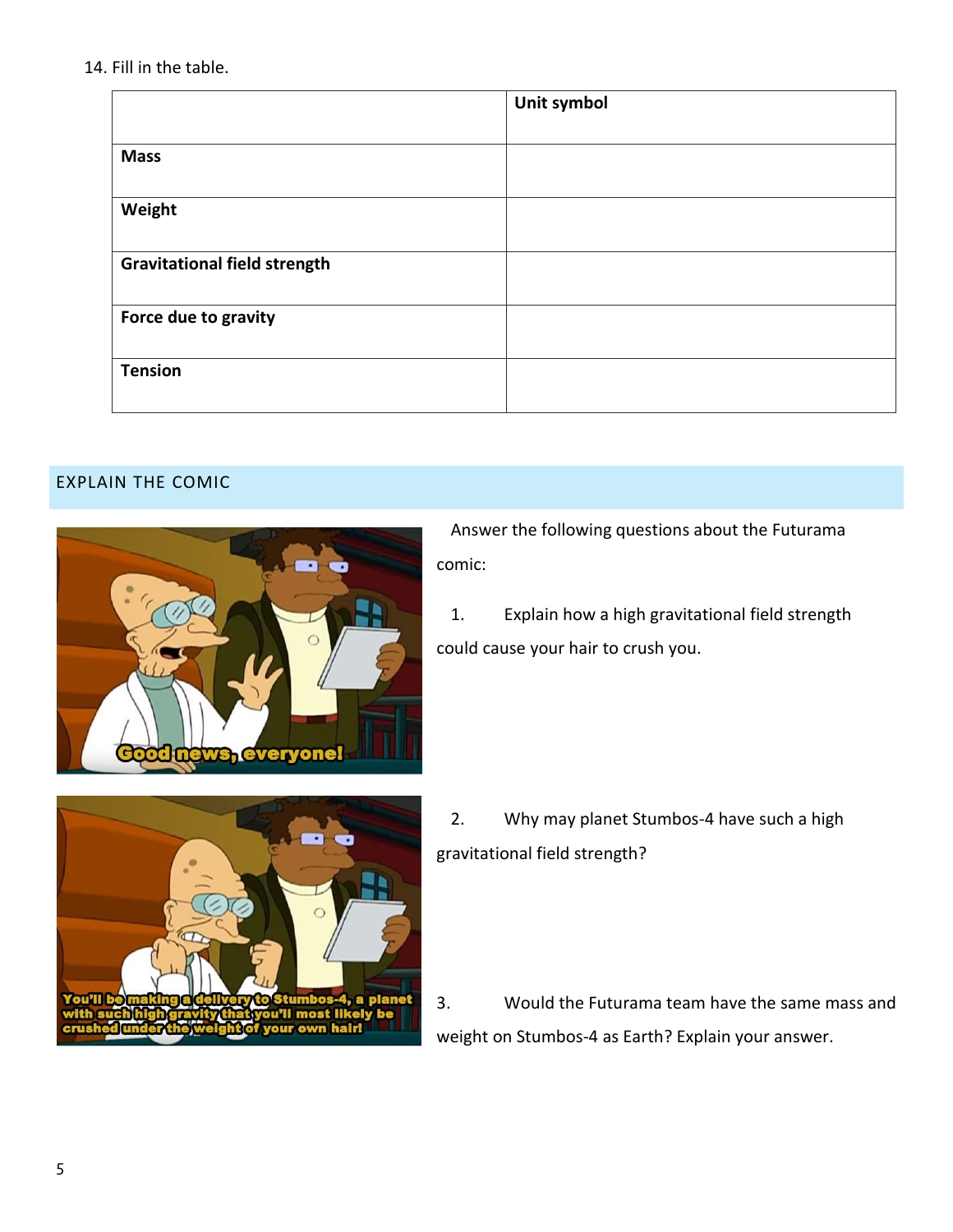14. Fill in the table.

| | Unit symbol |
|---|---|
| **Mass** | |
| **Weight** | |
| **Gravitational field strength** | |
| **Force due to gravity** | |
| **Tension** | |

## EXPLAIN THE COMIC

Answer the following questions about the Futurama comic:

1. Explain how a high gravitational field strength could cause your hair to crush you.

2. Why may planet Stumbos-4 have such a high gravitational field strength?

3. Would the Futurama team have the same mass and weight on Stumbos-4 as Earth? Explain your answer.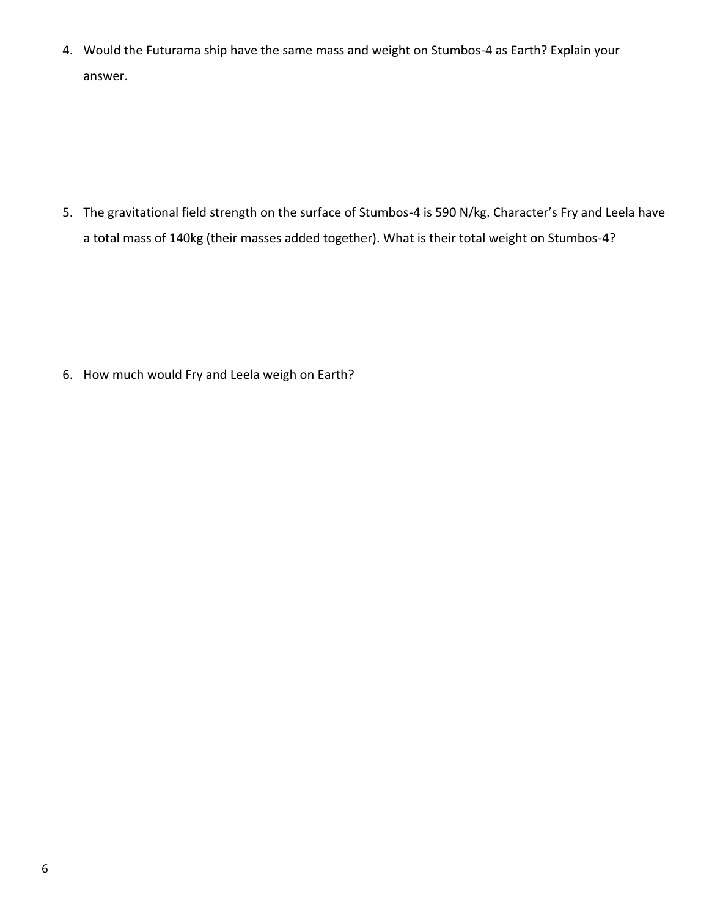4. Would the Futurama ship have the same mass and weight on Stumbos-4 as Earth? Explain your answer.

5. The gravitational field strength on the surface of Stumbos-4 is 590 N/kg. Character's Fry and Leela have a total mass of 140kg (their masses added together). What is their total weight on Stumbos-4?

6. How much would Fry and Leela weigh on Earth?